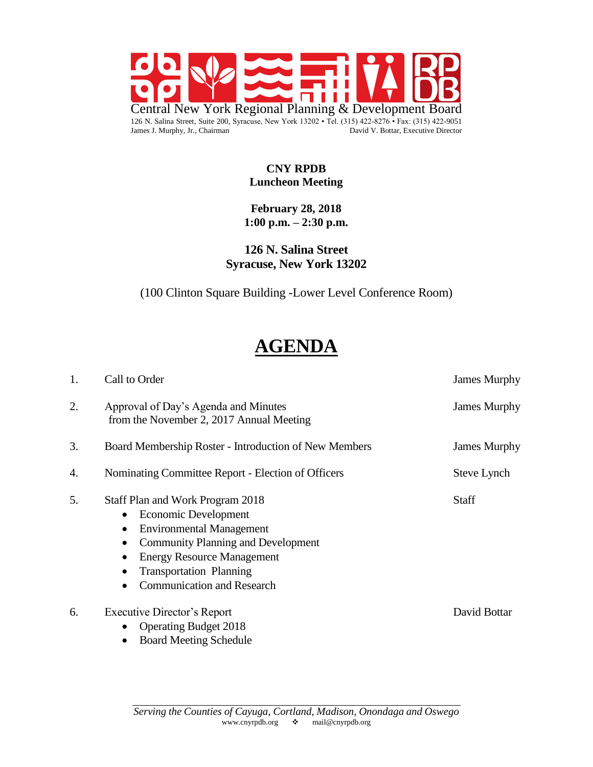Central New York Regional Planning & Development Board

126 N. Salina Street, Suite 200, Syracuse, New York 13202 • Tel. (315) 422-8276 • Fax: (315) 422-9051

James J. Murphy, Jr., Chairman — David V. Bottar, Executive Director

**CNY RPDB**
**Luncheon Meeting**

**February 28, 2018**
**1:00 p.m. – 2:30 p.m.**

**126 N. Salina Street**
**Syracuse, New York 13202**

(100 Clinton Square Building -Lower Level Conference Room)

# AGENDA

| | | |
|---|---|---|
| 1. | Call to Order | James Murphy |
| 2. | Approval of Day's Agenda and Minutes from the November 2, 2017 Annual Meeting | James Murphy |
| 3. | Board Membership Roster - Introduction of New Members | James Murphy |
| 4. | Nominating Committee Report - Election of Officers | Steve Lynch |
| 5. | Staff Plan and Work Program 2018<br>• Economic Development<br>• Environmental Management<br>• Community Planning and Development<br>• Energy Resource Management<br>• Transportation Planning<br>• Communication and Research | Staff |
| 6. | Executive Director's Report<br>• Operating Budget 2018<br>• Board Meeting Schedule | David Bottar |

*Serving the Counties of Cayuga, Cortland, Madison, Onondaga and Oswego*

www.cnyrpdb.org ❖ mail@cnyrpdb.org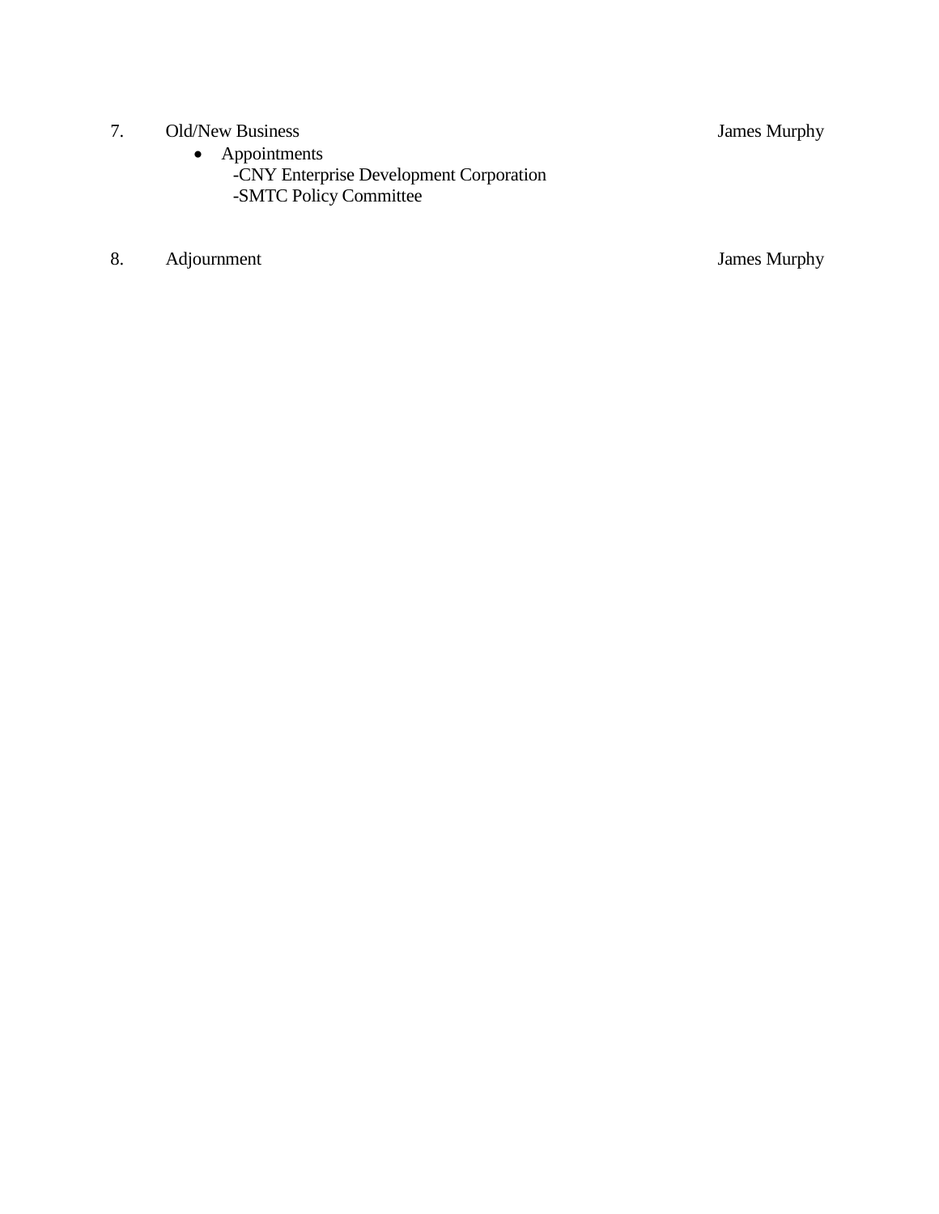7. Old/New Business — James Murphy
    - Appointments
        - -CNY Enterprise Development Corporation
        - -SMTC Policy Committee

8. Adjournment — James Murphy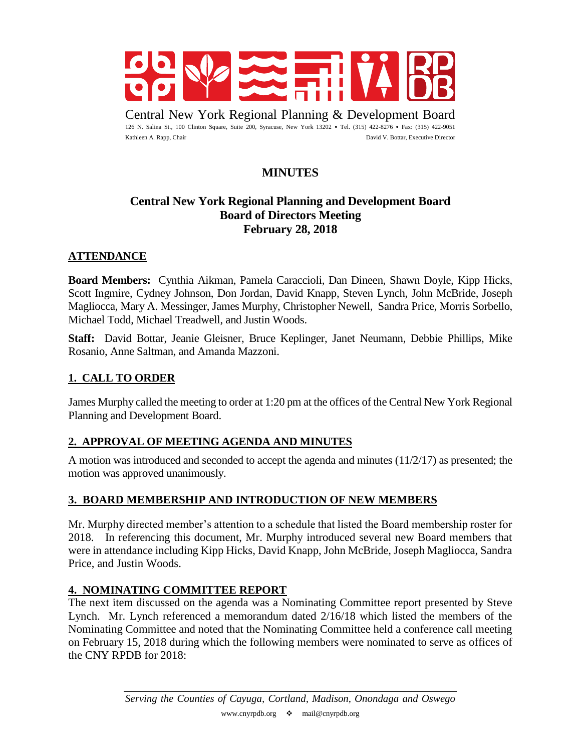Central New York Regional Planning & Development Board

126 N. Salina St., 100 Clinton Square, Suite 200, Syracuse, New York 13202 • Tel. (315) 422-8276 • Fax: (315) 422-9051

Kathleen A. Rapp, Chair David V. Bottar, Executive Director

# MINUTES

## Central New York Regional Planning and Development Board
## Board of Directors Meeting
## February 28, 2018

## ATTENDANCE

**Board Members:** Cynthia Aikman, Pamela Caraccioli, Dan Dineen, Shawn Doyle, Kipp Hicks, Scott Ingmire, Cydney Johnson, Don Jordan, David Knapp, Steven Lynch, John McBride, Joseph Magliocca, Mary A. Messinger, James Murphy, Christopher Newell, Sandra Price, Morris Sorbello, Michael Todd, Michael Treadwell, and Justin Woods.

**Staff:** David Bottar, Jeanie Gleisner, Bruce Keplinger, Janet Neumann, Debbie Phillips, Mike Rosanio, Anne Saltman, and Amanda Mazzoni.

## 1. CALL TO ORDER

James Murphy called the meeting to order at 1:20 pm at the offices of the Central New York Regional Planning and Development Board.

## 2. APPROVAL OF MEETING AGENDA AND MINUTES

A motion was introduced and seconded to accept the agenda and minutes (11/2/17) as presented; the motion was approved unanimously.

## 3. BOARD MEMBERSHIP AND INTRODUCTION OF NEW MEMBERS

Mr. Murphy directed member's attention to a schedule that listed the Board membership roster for 2018. In referencing this document, Mr. Murphy introduced several new Board members that were in attendance including Kipp Hicks, David Knapp, John McBride, Joseph Magliocca, Sandra Price, and Justin Woods.

## 4. NOMINATING COMMITTEE REPORT

The next item discussed on the agenda was a Nominating Committee report presented by Steve Lynch. Mr. Lynch referenced a memorandum dated 2/16/18 which listed the members of the Nominating Committee and noted that the Nominating Committee held a conference call meeting on February 15, 2018 during which the following members were nominated to serve as offices of the CNY RPDB for 2018:

*Serving the Counties of Cayuga, Cortland, Madison, Onondaga and Oswego*

www.cnyrpdb.org ❖ mail@cnyrpdb.org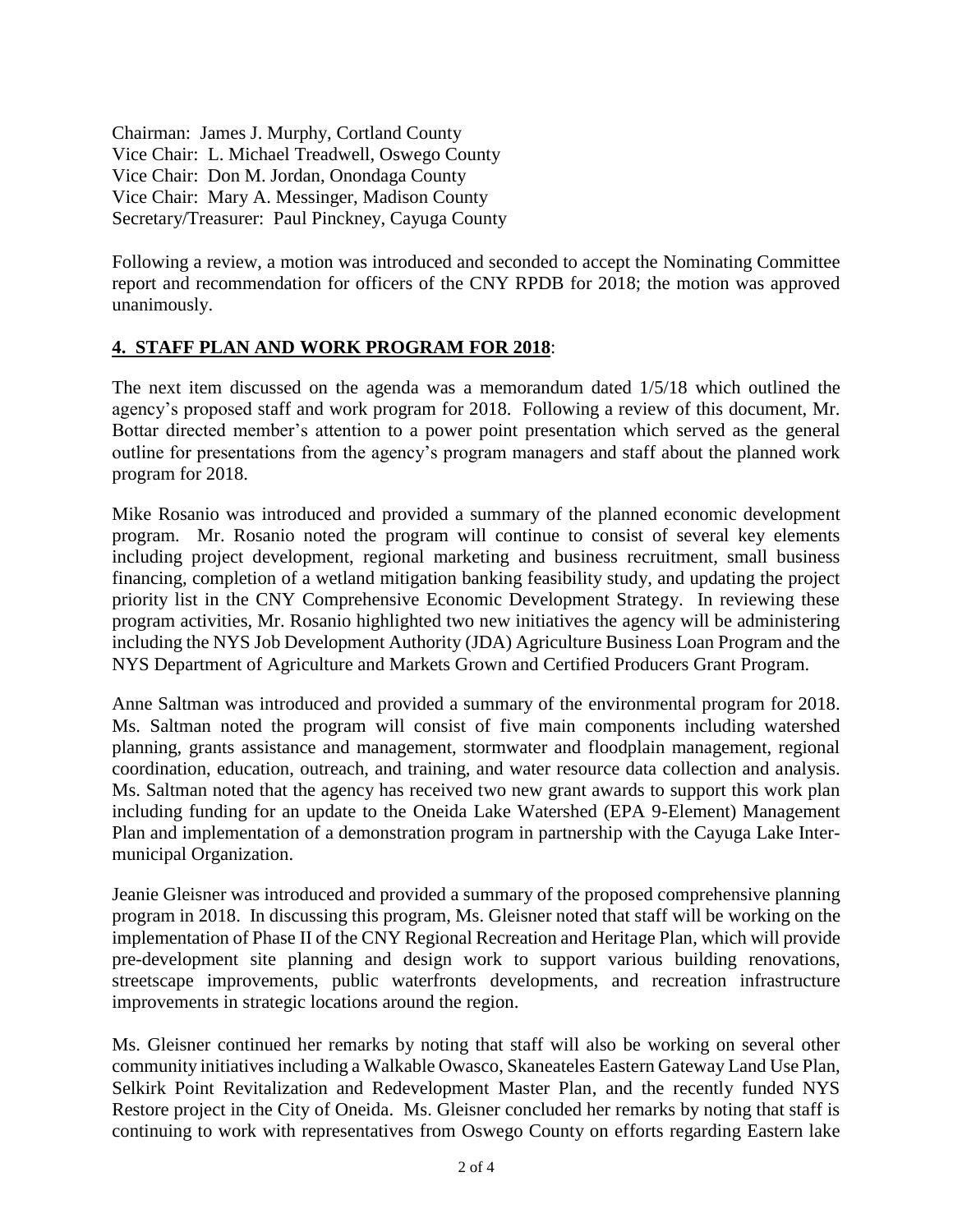Chairman: James J. Murphy, Cortland County
Vice Chair: L. Michael Treadwell, Oswego County
Vice Chair: Don M. Jordan, Onondaga County
Vice Chair: Mary A. Messinger, Madison County
Secretary/Treasurer: Paul Pinckney, Cayuga County

Following a review, a motion was introduced and seconded to accept the Nominating Committee report and recommendation for officers of the CNY RPDB for 2018; the motion was approved unanimously.

## **4. STAFF PLAN AND WORK PROGRAM FOR 2018**:

The next item discussed on the agenda was a memorandum dated 1/5/18 which outlined the agency's proposed staff and work program for 2018. Following a review of this document, Mr. Bottar directed member's attention to a power point presentation which served as the general outline for presentations from the agency's program managers and staff about the planned work program for 2018.

Mike Rosanio was introduced and provided a summary of the planned economic development program. Mr. Rosanio noted the program will continue to consist of several key elements including project development, regional marketing and business recruitment, small business financing, completion of a wetland mitigation banking feasibility study, and updating the project priority list in the CNY Comprehensive Economic Development Strategy. In reviewing these program activities, Mr. Rosanio highlighted two new initiatives the agency will be administering including the NYS Job Development Authority (JDA) Agriculture Business Loan Program and the NYS Department of Agriculture and Markets Grown and Certified Producers Grant Program.

Anne Saltman was introduced and provided a summary of the environmental program for 2018. Ms. Saltman noted the program will consist of five main components including watershed planning, grants assistance and management, stormwater and floodplain management, regional coordination, education, outreach, and training, and water resource data collection and analysis. Ms. Saltman noted that the agency has received two new grant awards to support this work plan including funding for an update to the Oneida Lake Watershed (EPA 9-Element) Management Plan and implementation of a demonstration program in partnership with the Cayuga Lake Inter-municipal Organization.

Jeanie Gleisner was introduced and provided a summary of the proposed comprehensive planning program in 2018. In discussing this program, Ms. Gleisner noted that staff will be working on the implementation of Phase II of the CNY Regional Recreation and Heritage Plan, which will provide pre-development site planning and design work to support various building renovations, streetscape improvements, public waterfronts developments, and recreation infrastructure improvements in strategic locations around the region.

Ms. Gleisner continued her remarks by noting that staff will also be working on several other community initiatives including a Walkable Owasco, Skaneateles Eastern Gateway Land Use Plan, Selkirk Point Revitalization and Redevelopment Master Plan, and the recently funded NYS Restore project in the City of Oneida. Ms. Gleisner concluded her remarks by noting that staff is continuing to work with representatives from Oswego County on efforts regarding Eastern lake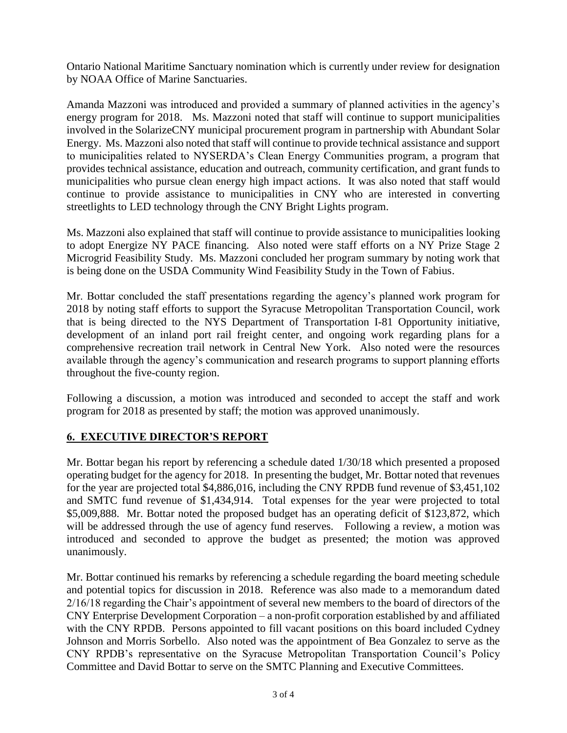Ontario National Maritime Sanctuary nomination which is currently under review for designation by NOAA Office of Marine Sanctuaries.

Amanda Mazzoni was introduced and provided a summary of planned activities in the agency's energy program for 2018. Ms. Mazzoni noted that staff will continue to support municipalities involved in the SolarizeCNY municipal procurement program in partnership with Abundant Solar Energy. Ms. Mazzoni also noted that staff will continue to provide technical assistance and support to municipalities related to NYSERDA's Clean Energy Communities program, a program that provides technical assistance, education and outreach, community certification, and grant funds to municipalities who pursue clean energy high impact actions. It was also noted that staff would continue to provide assistance to municipalities in CNY who are interested in converting streetlights to LED technology through the CNY Bright Lights program.

Ms. Mazzoni also explained that staff will continue to provide assistance to municipalities looking to adopt Energize NY PACE financing. Also noted were staff efforts on a NY Prize Stage 2 Microgrid Feasibility Study. Ms. Mazzoni concluded her program summary by noting work that is being done on the USDA Community Wind Feasibility Study in the Town of Fabius.

Mr. Bottar concluded the staff presentations regarding the agency's planned work program for 2018 by noting staff efforts to support the Syracuse Metropolitan Transportation Council, work that is being directed to the NYS Department of Transportation I-81 Opportunity initiative, development of an inland port rail freight center, and ongoing work regarding plans for a comprehensive recreation trail network in Central New York. Also noted were the resources available through the agency's communication and research programs to support planning efforts throughout the five-county region.

Following a discussion, a motion was introduced and seconded to accept the staff and work program for 2018 as presented by staff; the motion was approved unanimously.

## 6. EXECUTIVE DIRECTOR'S REPORT

Mr. Bottar began his report by referencing a schedule dated 1/30/18 which presented a proposed operating budget for the agency for 2018. In presenting the budget, Mr. Bottar noted that revenues for the year are projected total $4,886,016, including the CNY RPDB fund revenue of $3,451,102 and SMTC fund revenue of $1,434,914. Total expenses for the year were projected to total $5,009,888. Mr. Bottar noted the proposed budget has an operating deficit of $123,872, which will be addressed through the use of agency fund reserves. Following a review, a motion was introduced and seconded to approve the budget as presented; the motion was approved unanimously.

Mr. Bottar continued his remarks by referencing a schedule regarding the board meeting schedule and potential topics for discussion in 2018. Reference was also made to a memorandum dated 2/16/18 regarding the Chair's appointment of several new members to the board of directors of the CNY Enterprise Development Corporation – a non-profit corporation established by and affiliated with the CNY RPDB. Persons appointed to fill vacant positions on this board included Cydney Johnson and Morris Sorbello. Also noted was the appointment of Bea Gonzalez to serve as the CNY RPDB's representative on the Syracuse Metropolitan Transportation Council's Policy Committee and David Bottar to serve on the SMTC Planning and Executive Committees.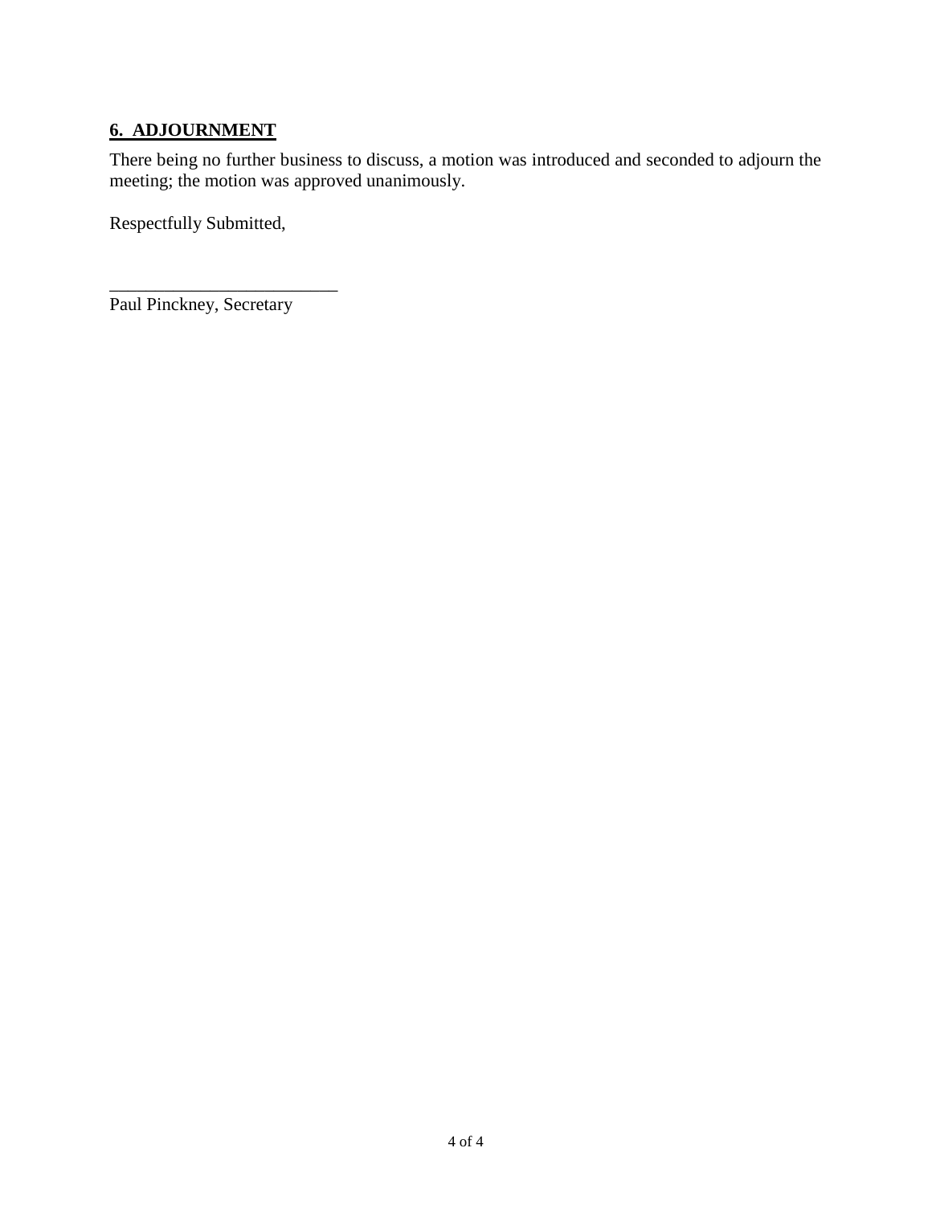## **6. ADJOURNMENT**

There being no further business to discuss, a motion was introduced and seconded to adjourn the meeting; the motion was approved unanimously.

Respectfully Submitted,

_________________________

Paul Pinckney, Secretary